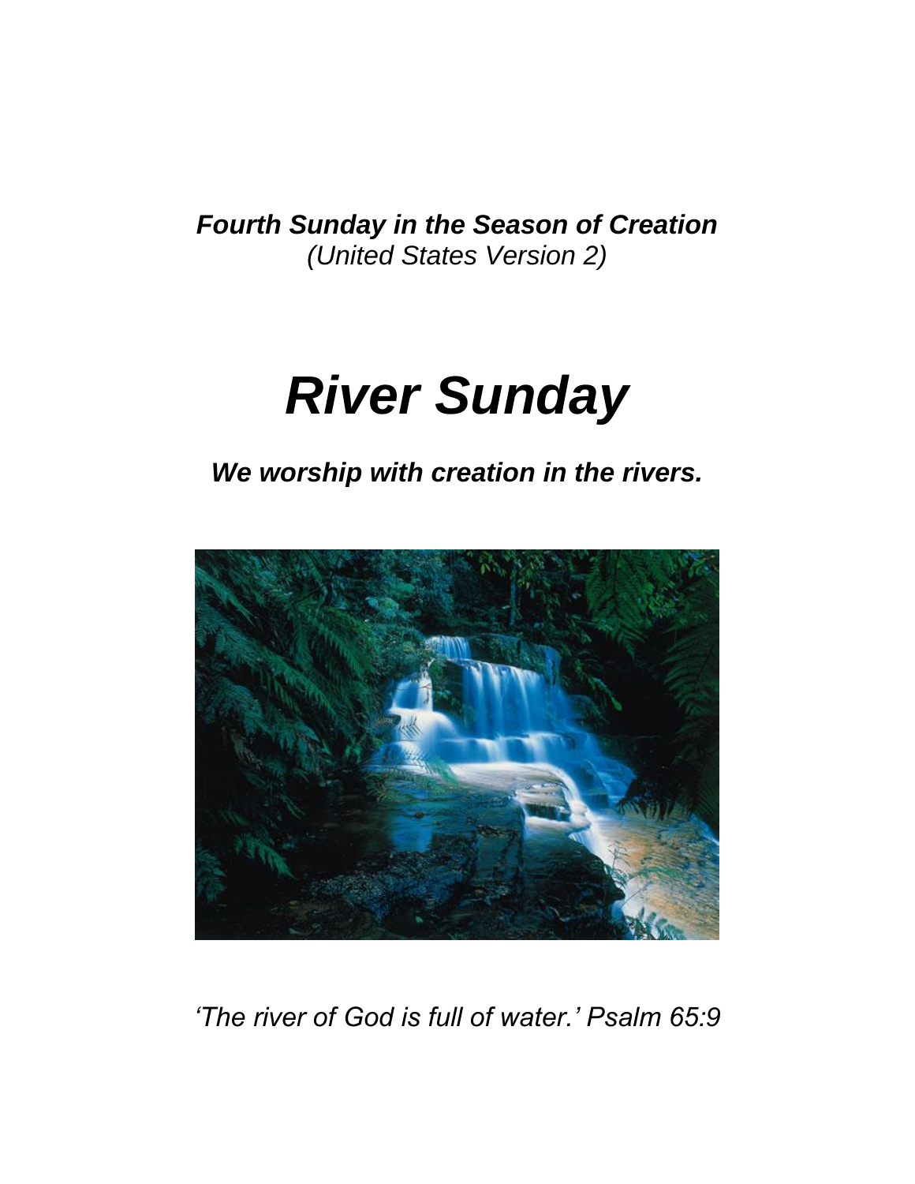***Fourth Sunday in the Season of Creation***
*(United States Version 2)*

# *River Sunday*

***We worship with creation in the rivers.***

*'The river of God is full of water.' Psalm 65:9*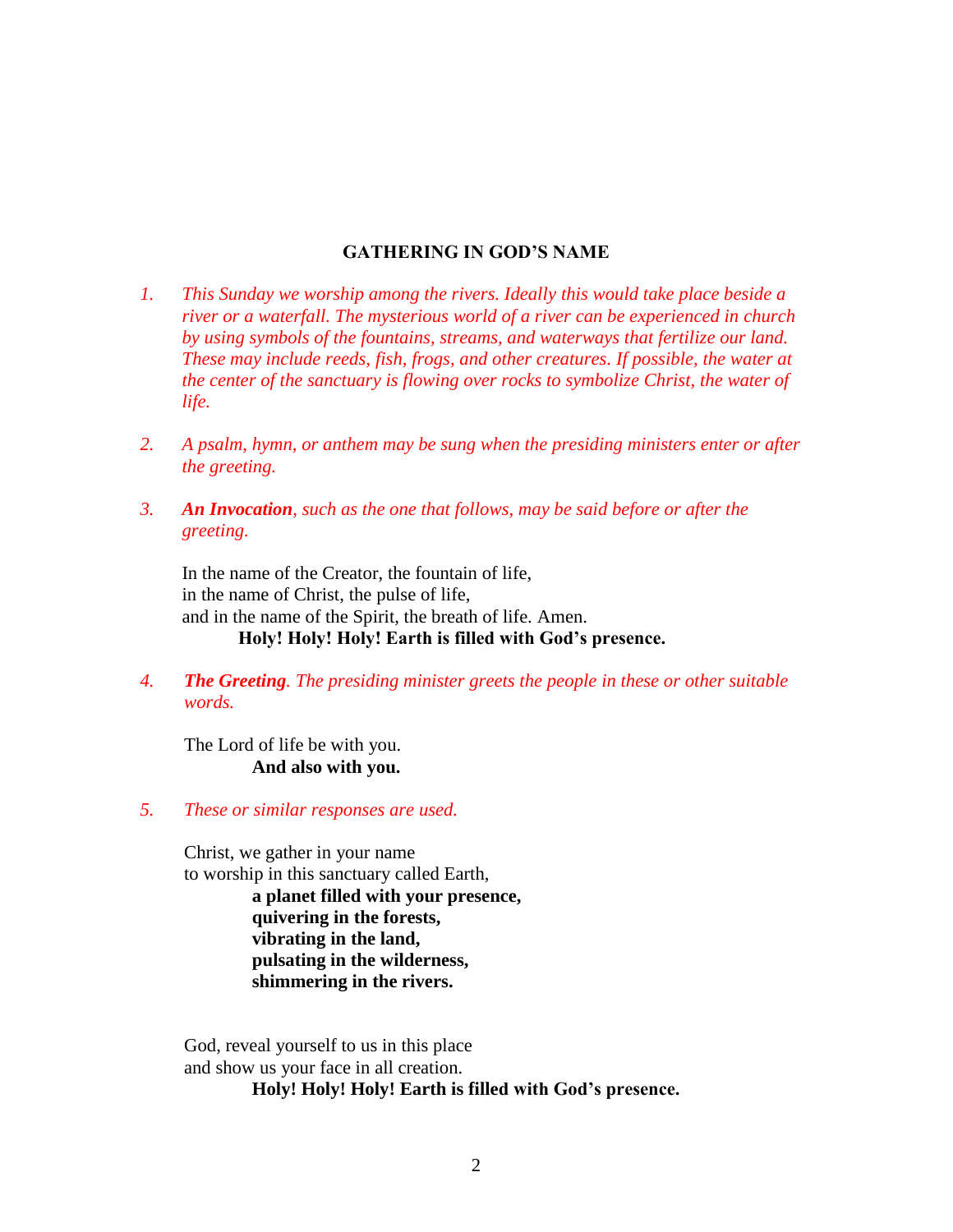## GATHERING IN GOD'S NAME

1. *This Sunday we worship among the rivers. Ideally this would take place beside a river or a waterfall. The mysterious world of a river can be experienced in church by using symbols of the fountains, streams, and waterways that fertilize our land. These may include reeds, fish, frogs, and other creatures. If possible, the water at the center of the sanctuary is flowing over rocks to symbolize Christ, the water of life.*

2. *A psalm, hymn, or anthem may be sung when the presiding ministers enter or after the greeting.*

3. ***An Invocation**, such as the one that follows, may be said before or after the greeting.*

   In the name of the Creator, the fountain of life,
   in the name of Christ, the pulse of life,
   and in the name of the Spirit, the breath of life. Amen.
   **Holy! Holy! Holy! Earth is filled with God's presence.**

4. ***The Greeting**. The presiding minister greets the people in these or other suitable words.*

   The Lord of life be with you.
   **And also with you.**

5. *These or similar responses are used.*

   Christ, we gather in your name
   to worship in this sanctuary called Earth,
   **a planet filled with your presence,**
   **quivering in the forests,**
   **vibrating in the land,**
   **pulsating in the wilderness,**
   **shimmering in the rivers.**

   God, reveal yourself to us in this place
   and show us your face in all creation.
   **Holy! Holy! Holy! Earth is filled with God's presence.**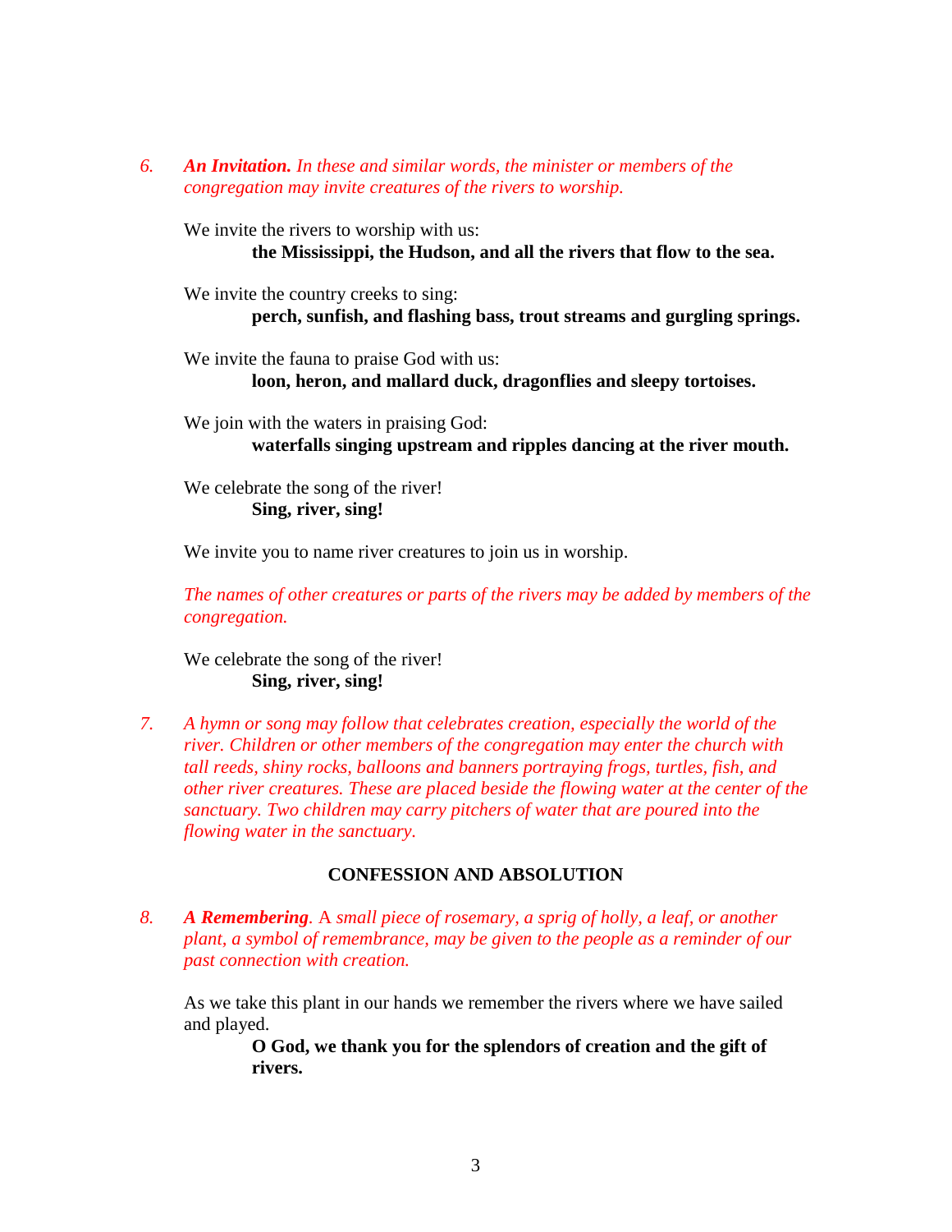6. ***An Invitation.*** *In these and similar words, the minister or members of the congregation may invite creatures of the rivers to worship.*

We invite the rivers to worship with us:
**the Mississippi, the Hudson, and all the rivers that flow to the sea.**

We invite the country creeks to sing:
**perch, sunfish, and flashing bass, trout streams and gurgling springs.**

We invite the fauna to praise God with us:
**loon, heron, and mallard duck, dragonflies and sleepy tortoises.**

We join with the waters in praising God:
**waterfalls singing upstream and ripples dancing at the river mouth.**

We celebrate the song of the river!
**Sing, river, sing!**

We invite you to name river creatures to join us in worship.

*The names of other creatures or parts of the rivers may be added by members of the congregation.*

We celebrate the song of the river!
**Sing, river, sing!**

7. *A hymn or song may follow that celebrates creation, especially the world of the river. Children or other members of the congregation may enter the church with tall reeds, shiny rocks, balloons and banners portraying frogs, turtles, fish, and other river creatures. These are placed beside the flowing water at the center of the sanctuary. Two children may carry pitchers of water that are poured into the flowing water in the sanctuary.*

## CONFESSION AND ABSOLUTION

8. ***A Remembering***. A *small piece of rosemary, a sprig of holly, a leaf, or another plant, a symbol of remembrance, may be given to the people as a reminder of our past connection with creation.*

As we take this plant in our hands we remember the rivers where we have sailed and played.
**O God, we thank you for the splendors of creation and the gift of rivers.**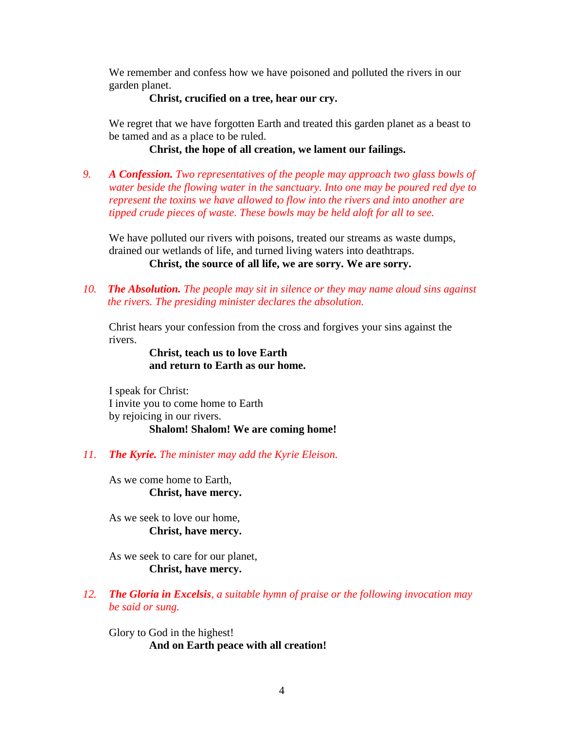We remember and confess how we have poisoned and polluted the rivers in our garden planet.

**Christ, crucified on a tree, hear our cry.**

We regret that we have forgotten Earth and treated this garden planet as a beast to be tamed and as a place to be ruled.

**Christ, the hope of all creation, we lament our failings.**

9. ***A Confession.*** *Two representatives of the people may approach two glass bowls of water beside the flowing water in the sanctuary. Into one may be poured red dye to represent the toxins we have allowed to flow into the rivers and into another are tipped crude pieces of waste. These bowls may be held aloft for all to see.*

We have polluted our rivers with poisons, treated our streams as waste dumps, drained our wetlands of life, and turned living waters into deathtraps.

**Christ, the source of all life, we are sorry. We are sorry.**

10. ***The Absolution.*** *The people may sit in silence or they may name aloud sins against the rivers. The presiding minister declares the absolution.*

Christ hears your confession from the cross and forgives your sins against the rivers.

**Christ, teach us to love Earth**
**and return to Earth as our home.**

I speak for Christ:
I invite you to come home to Earth
by rejoicing in our rivers.

**Shalom! Shalom! We are coming home!**

11. ***The Kyrie.*** *The minister may add the Kyrie Eleison.*

As we come home to Earth,
**Christ, have mercy.**

As we seek to love our home,
**Christ, have mercy.**

As we seek to care for our planet,
**Christ, have mercy.**

12. ***The Gloria in Excelsis****, a suitable hymn of praise or the following invocation may be said or sung.*

Glory to God in the highest!
**And on Earth peace with all creation!**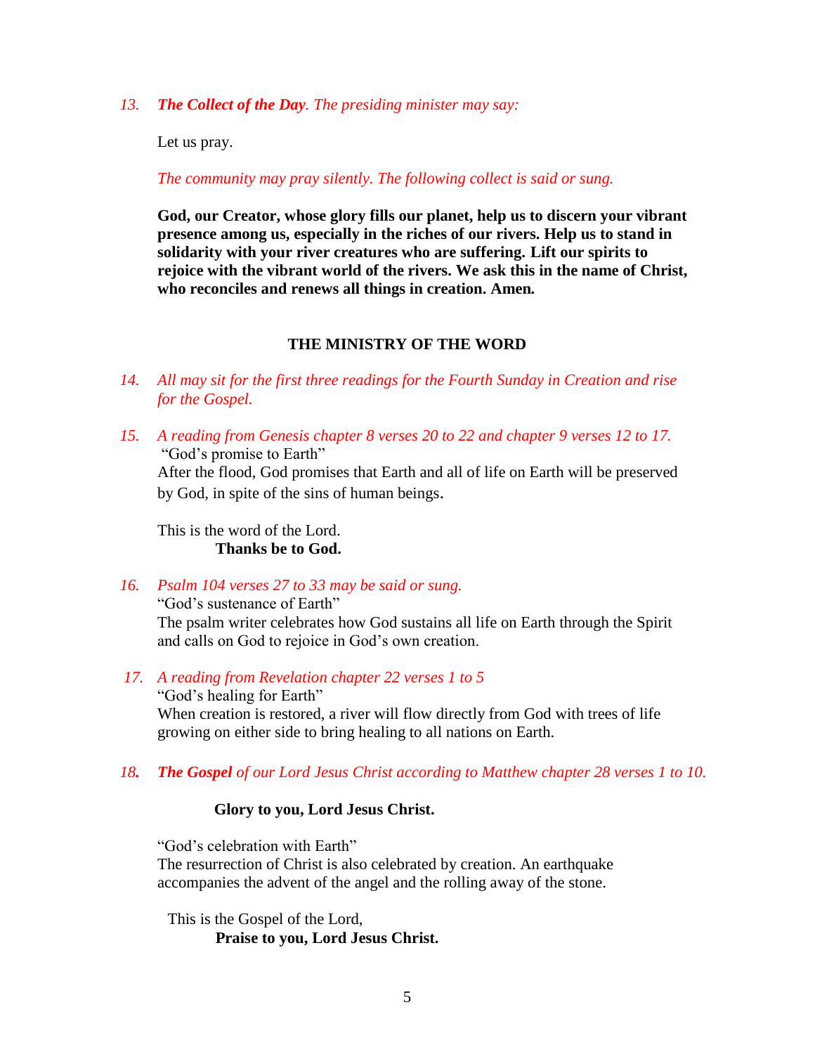13. ***The Collect of the Day**. The presiding minister may say:*

Let us pray.

*The community may pray silently. The following collect is said or sung.*

**God, our Creator, whose glory fills our planet, help us to discern your vibrant presence among us, especially in the riches of our rivers. Help us to stand in solidarity with your river creatures who are suffering. Lift our spirits to rejoice with the vibrant world of the rivers. We ask this in the name of Christ, who reconciles and renews all things in creation. Amen.**

## THE MINISTRY OF THE WORD

14. *All may sit for the first three readings for the Fourth Sunday in Creation and rise for the Gospel.*

15. *A reading from Genesis chapter 8 verses 20 to 22 and chapter 9 verses 12 to 17.*
"God's promise to Earth"
After the flood, God promises that Earth and all of life on Earth will be preserved by God, in spite of the sins of human beings.

This is the word of the Lord.
**Thanks be to God.**

16. *Psalm 104 verses 27 to 33 may be said or sung.*
"God's sustenance of Earth"
The psalm writer celebrates how God sustains all life on Earth through the Spirit and calls on God to rejoice in God's own creation.

17. *A reading from Revelation chapter 22 verses 1 to 5*
"God's healing for Earth"
When creation is restored, a river will flow directly from God with trees of life growing on either side to bring healing to all nations on Earth.

18. ***The Gospel** of our Lord Jesus Christ according to Matthew chapter 28 verses 1 to 10.*

**Glory to you, Lord Jesus Christ.**

"God's celebration with Earth"
The resurrection of Christ is also celebrated by creation. An earthquake accompanies the advent of the angel and the rolling away of the stone.

This is the Gospel of the Lord,
**Praise to you, Lord Jesus Christ.**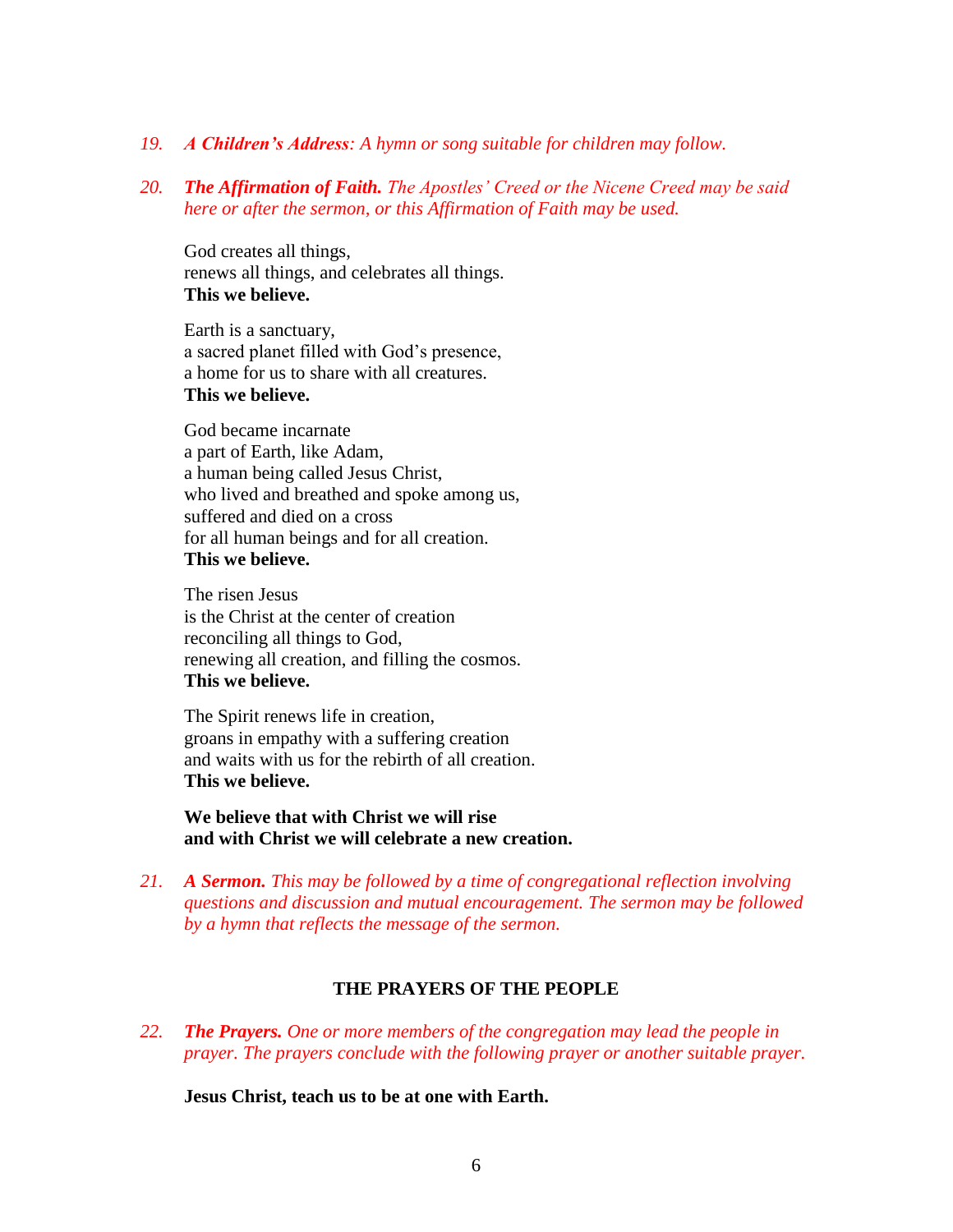19. ***A Children's Address**: A hymn or song suitable for children may follow.*

20. ***The Affirmation of Faith.** The Apostles' Creed or the Nicene Creed may be said here or after the sermon, or this Affirmation of Faith may be used.*

God creates all things,
renews all things, and celebrates all things.
**This we believe.**

Earth is a sanctuary,
a sacred planet filled with God's presence,
a home for us to share with all creatures.
**This we believe.**

God became incarnate
a part of Earth, like Adam,
a human being called Jesus Christ,
who lived and breathed and spoke among us,
suffered and died on a cross
for all human beings and for all creation.
**This we believe.**

The risen Jesus
is the Christ at the center of creation
reconciling all things to God,
renewing all creation, and filling the cosmos.
**This we believe.**

The Spirit renews life in creation,
groans in empathy with a suffering creation
and waits with us for the rebirth of all creation.
**This we believe.**

**We believe that with Christ we will rise
and with Christ we will celebrate a new creation.**

21. ***A Sermon.** This may be followed by a time of congregational reflection involving questions and discussion and mutual encouragement. The sermon may be followed by a hymn that reflects the message of the sermon.*

## THE PRAYERS OF THE PEOPLE

22. ***The Prayers.** One or more members of the congregation may lead the people in prayer. The prayers conclude with the following prayer or another suitable prayer.*

**Jesus Christ, teach us to be at one with Earth.**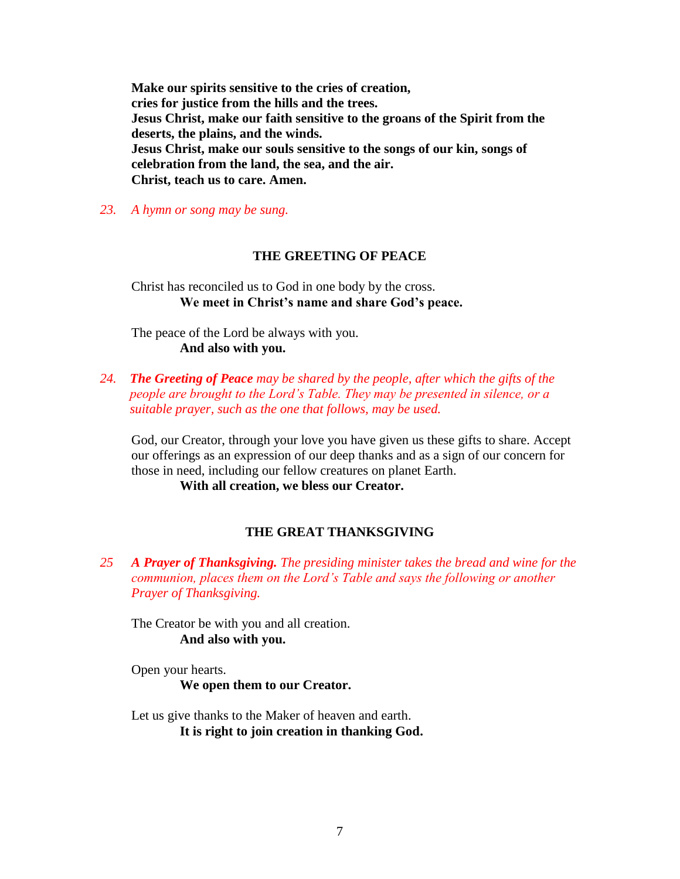**Make our spirits sensitive to the cries of creation,**
**cries for justice from the hills and the trees.**
**Jesus Christ, make our faith sensitive to the groans of the Spirit from the deserts, the plains, and the winds.**
**Jesus Christ, make our souls sensitive to the songs of our kin, songs of celebration from the land, the sea, and the air.**
**Christ, teach us to care. Amen.**

*23. A hymn or song may be sung.*

## THE GREETING OF PEACE

Christ has reconciled us to God in one body by the cross.
**We meet in Christ's name and share God's peace.**

The peace of the Lord be always with you.
**And also with you.**

*24. **The Greeting of Peace** may be shared by the people, after which the gifts of the people are brought to the Lord's Table. They may be presented in silence, or a suitable prayer, such as the one that follows, may be used.*

God, our Creator, through your love you have given us these gifts to share. Accept our offerings as an expression of our deep thanks and as a sign of our concern for those in need, including our fellow creatures on planet Earth.
**With all creation, we bless our Creator.**

## THE GREAT THANKSGIVING

*25 **A Prayer of Thanksgiving.** The presiding minister takes the bread and wine for the communion, places them on the Lord's Table and says the following or another Prayer of Thanksgiving.*

The Creator be with you and all creation.
**And also with you.**

Open your hearts.
**We open them to our Creator.**

Let us give thanks to the Maker of heaven and earth.
**It is right to join creation in thanking God.**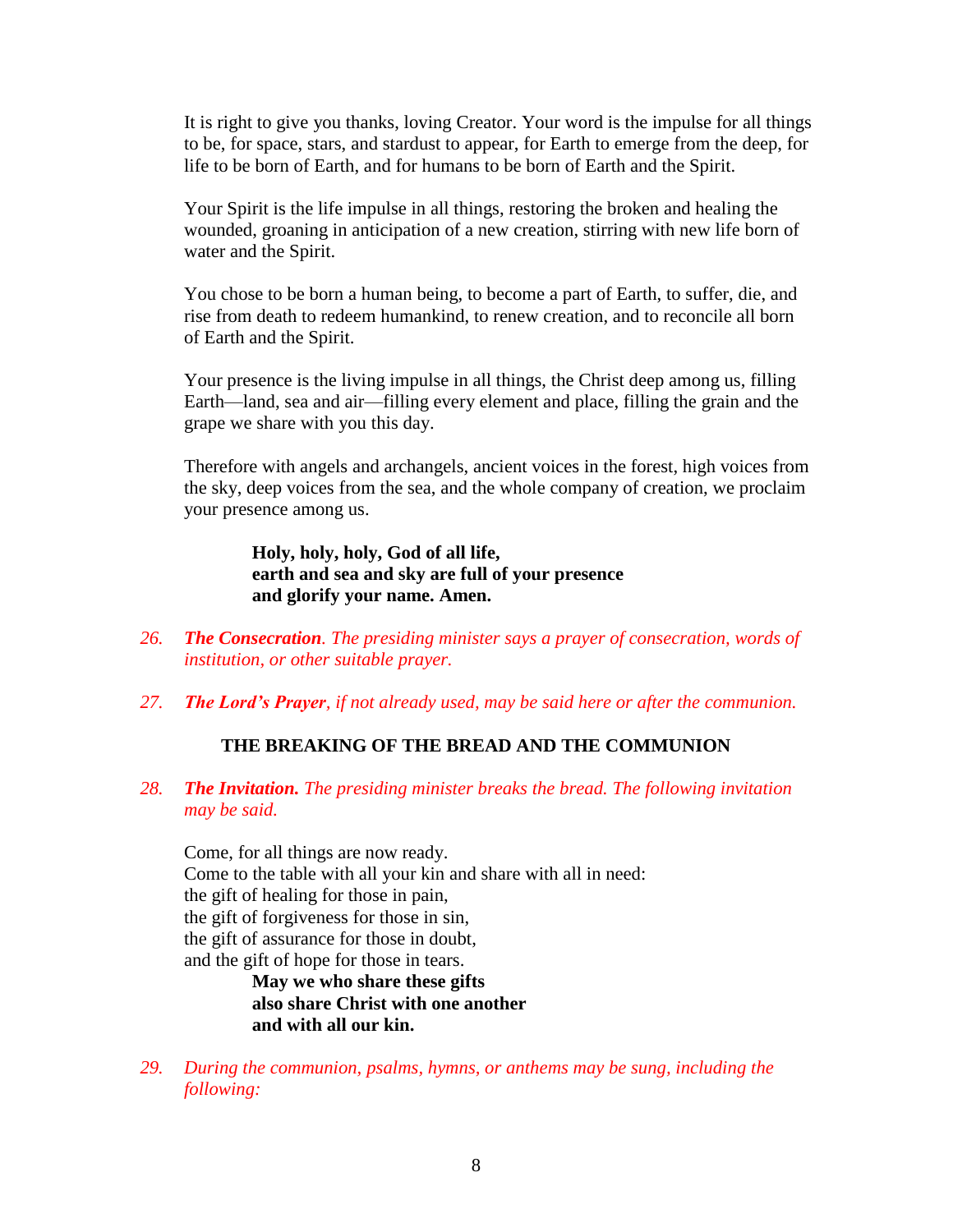It is right to give you thanks, loving Creator. Your word is the impulse for all things to be, for space, stars, and stardust to appear, for Earth to emerge from the deep, for life to be born of Earth, and for humans to be born of Earth and the Spirit.

Your Spirit is the life impulse in all things, restoring the broken and healing the wounded, groaning in anticipation of a new creation, stirring with new life born of water and the Spirit.

You chose to be born a human being, to become a part of Earth, to suffer, die, and rise from death to redeem humankind, to renew creation, and to reconcile all born of Earth and the Spirit.

Your presence is the living impulse in all things, the Christ deep among us, filling Earth—land, sea and air—filling every element and place, filling the grain and the grape we share with you this day.

Therefore with angels and archangels, ancient voices in the forest, high voices from the sky, deep voices from the sea, and the whole company of creation, we proclaim your presence among us.

> **Holy, holy, holy, God of all life,**
> **earth and sea and sky are full of your presence**
> **and glorify your name. Amen.**

26. ***The Consecration****. The presiding minister says a prayer of consecration, words of institution, or other suitable prayer.*

27. ***The Lord's Prayer****, if not already used, may be said here or after the communion.*

### THE BREAKING OF THE BREAD AND THE COMMUNION

28. ***The Invitation.*** *The presiding minister breaks the bread. The following invitation may be said.*

Come, for all things are now ready.
Come to the table with all your kin and share with all in need:
the gift of healing for those in pain,
the gift of forgiveness for those in sin,
the gift of assurance for those in doubt,
and the gift of hope for those in tears.

> **May we who share these gifts**
> **also share Christ with one another**
> **and with all our kin.**

29. *During the communion, psalms, hymns, or anthems may be sung, including the following:*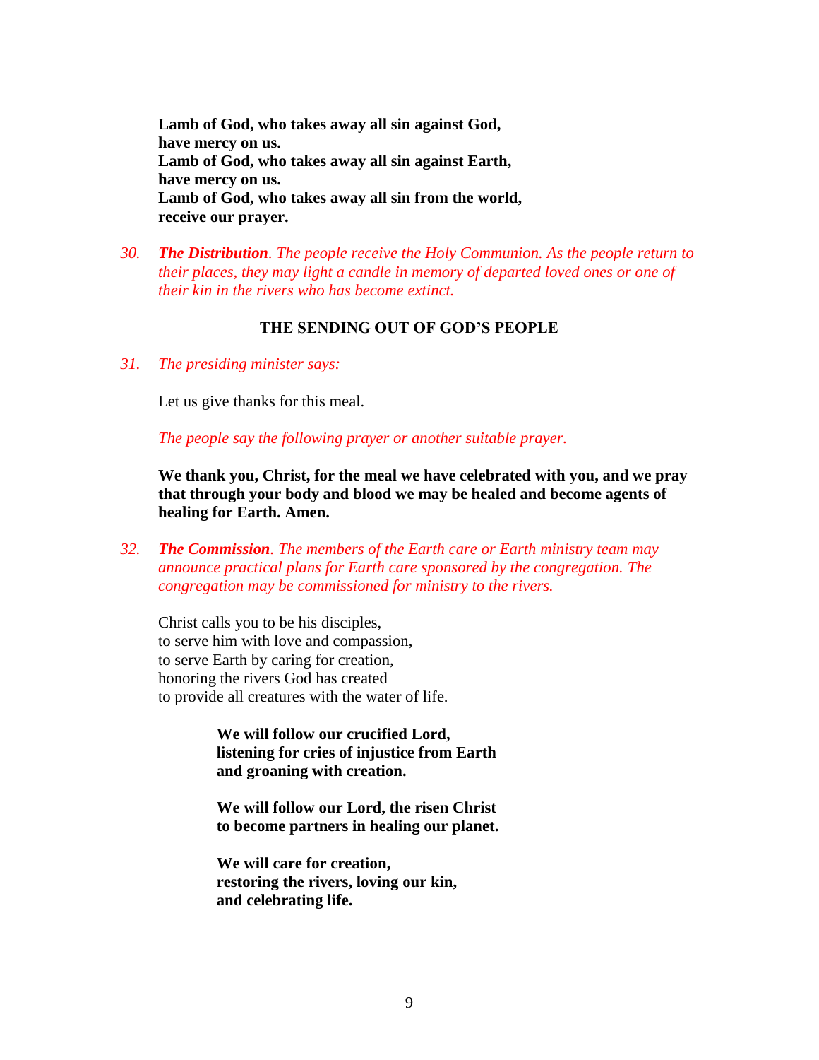**Lamb of God, who takes away all sin against God,**
**have mercy on us.**
**Lamb of God, who takes away all sin against Earth,**
**have mercy on us.**
**Lamb of God, who takes away all sin from the world,**
**receive our prayer.**

*30.* ***The Distribution****. The people receive the Holy Communion. As the people return to their places, they may light a candle in memory of departed loved ones or one of their kin in the rivers who has become extinct.*

## THE SENDING OUT OF GOD'S PEOPLE

*31. The presiding minister says:*

Let us give thanks for this meal.

*The people say the following prayer or another suitable prayer.*

**We thank you, Christ, for the meal we have celebrated with you, and we pray that through your body and blood we may be healed and become agents of healing for Earth. Amen.**

*32.* ***The Commission****. The members of the Earth care or Earth ministry team may announce practical plans for Earth care sponsored by the congregation. The congregation may be commissioned for ministry to the rivers.*

Christ calls you to be his disciples,
to serve him with love and compassion,
to serve Earth by caring for creation,
honoring the rivers God has created
to provide all creatures with the water of life.

**We will follow our crucified Lord,**
**listening for cries of injustice from Earth**
**and groaning with creation.**

**We will follow our Lord, the risen Christ**
**to become partners in healing our planet.**

**We will care for creation,**
**restoring the rivers, loving our kin,**
**and celebrating life.**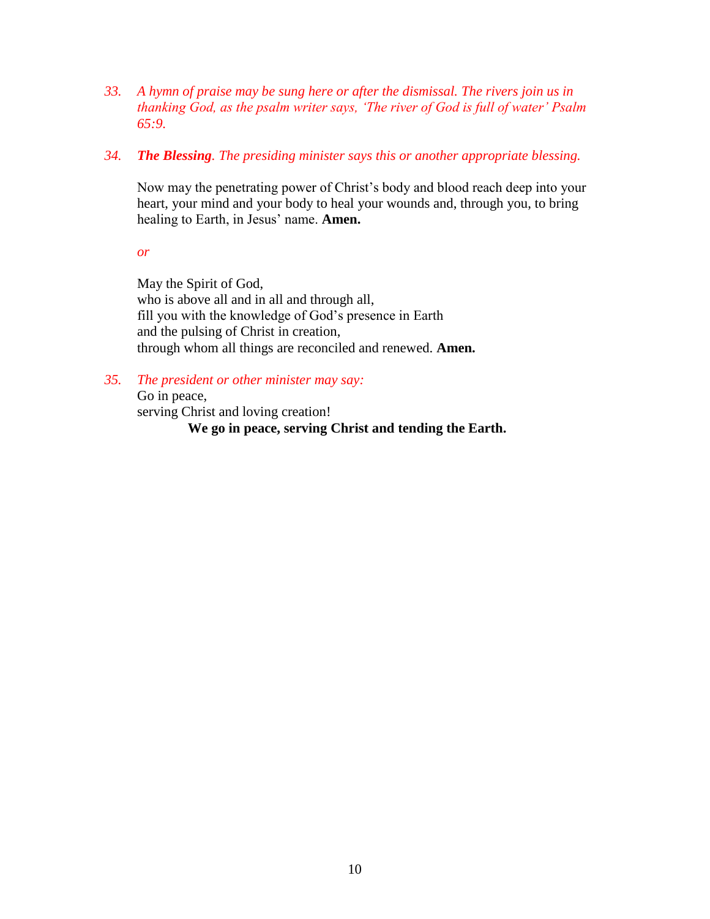33. *A hymn of praise may be sung here or after the dismissal. The rivers join us in thanking God, as the psalm writer says, 'The river of God is full of water' Psalm 65:9.*

34. ***The Blessing**. The presiding minister says this or another appropriate blessing.*

    Now may the penetrating power of Christ's body and blood reach deep into your heart, your mind and your body to heal your wounds and, through you, to bring healing to Earth, in Jesus' name. **Amen.**

    *or*

    May the Spirit of God,
    who is above all and in all and through all,
    fill you with the knowledge of God's presence in Earth
    and the pulsing of Christ in creation,
    through whom all things are reconciled and renewed. **Amen.**

35. *The president or other minister may say:*
    Go in peace,
    serving Christ and loving creation!
    **We go in peace, serving Christ and tending the Earth.**